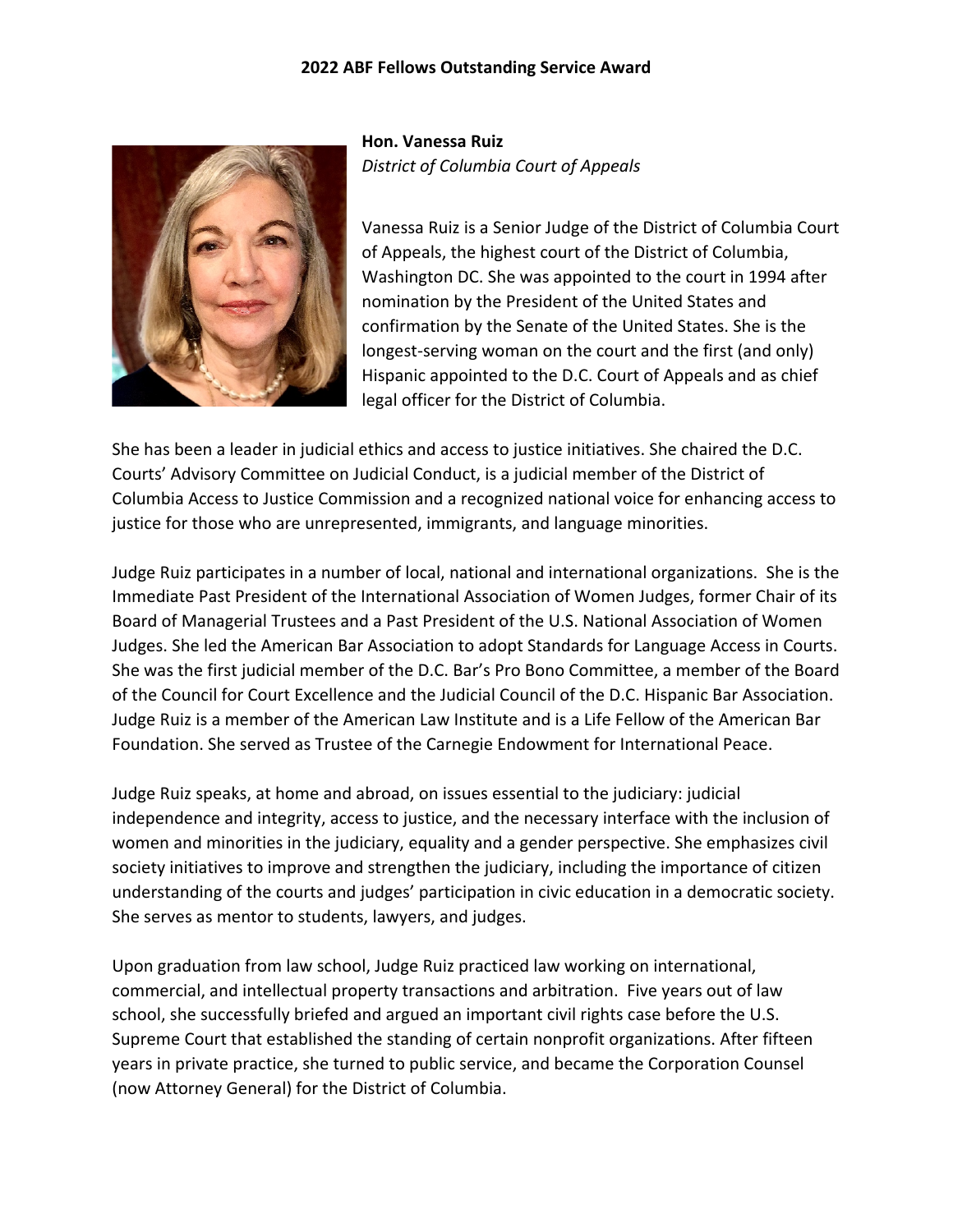## 2022 ABF Fellows Outstanding Service Award

**Hon. Vanessa Ruiz**
*District of Columbia Court of Appeals*

Vanessa Ruiz is a Senior Judge of the District of Columbia Court of Appeals, the highest court of the District of Columbia, Washington DC. She was appointed to the court in 1994 after nomination by the President of the United States and confirmation by the Senate of the United States. She is the longest-serving woman on the court and the first (and only) Hispanic appointed to the D.C. Court of Appeals and as chief legal officer for the District of Columbia.

She has been a leader in judicial ethics and access to justice initiatives. She chaired the D.C. Courts' Advisory Committee on Judicial Conduct, is a judicial member of the District of Columbia Access to Justice Commission and a recognized national voice for enhancing access to justice for those who are unrepresented, immigrants, and language minorities.

Judge Ruiz participates in a number of local, national and international organizations. She is the Immediate Past President of the International Association of Women Judges, former Chair of its Board of Managerial Trustees and a Past President of the U.S. National Association of Women Judges. She led the American Bar Association to adopt Standards for Language Access in Courts. She was the first judicial member of the D.C. Bar's Pro Bono Committee, a member of the Board of the Council for Court Excellence and the Judicial Council of the D.C. Hispanic Bar Association. Judge Ruiz is a member of the American Law Institute and is a Life Fellow of the American Bar Foundation. She served as Trustee of the Carnegie Endowment for International Peace.

Judge Ruiz speaks, at home and abroad, on issues essential to the judiciary: judicial independence and integrity, access to justice, and the necessary interface with the inclusion of women and minorities in the judiciary, equality and a gender perspective. She emphasizes civil society initiatives to improve and strengthen the judiciary, including the importance of citizen understanding of the courts and judges' participation in civic education in a democratic society. She serves as mentor to students, lawyers, and judges.

Upon graduation from law school, Judge Ruiz practiced law working on international, commercial, and intellectual property transactions and arbitration. Five years out of law school, she successfully briefed and argued an important civil rights case before the U.S. Supreme Court that established the standing of certain nonprofit organizations. After fifteen years in private practice, she turned to public service, and became the Corporation Counsel (now Attorney General) for the District of Columbia.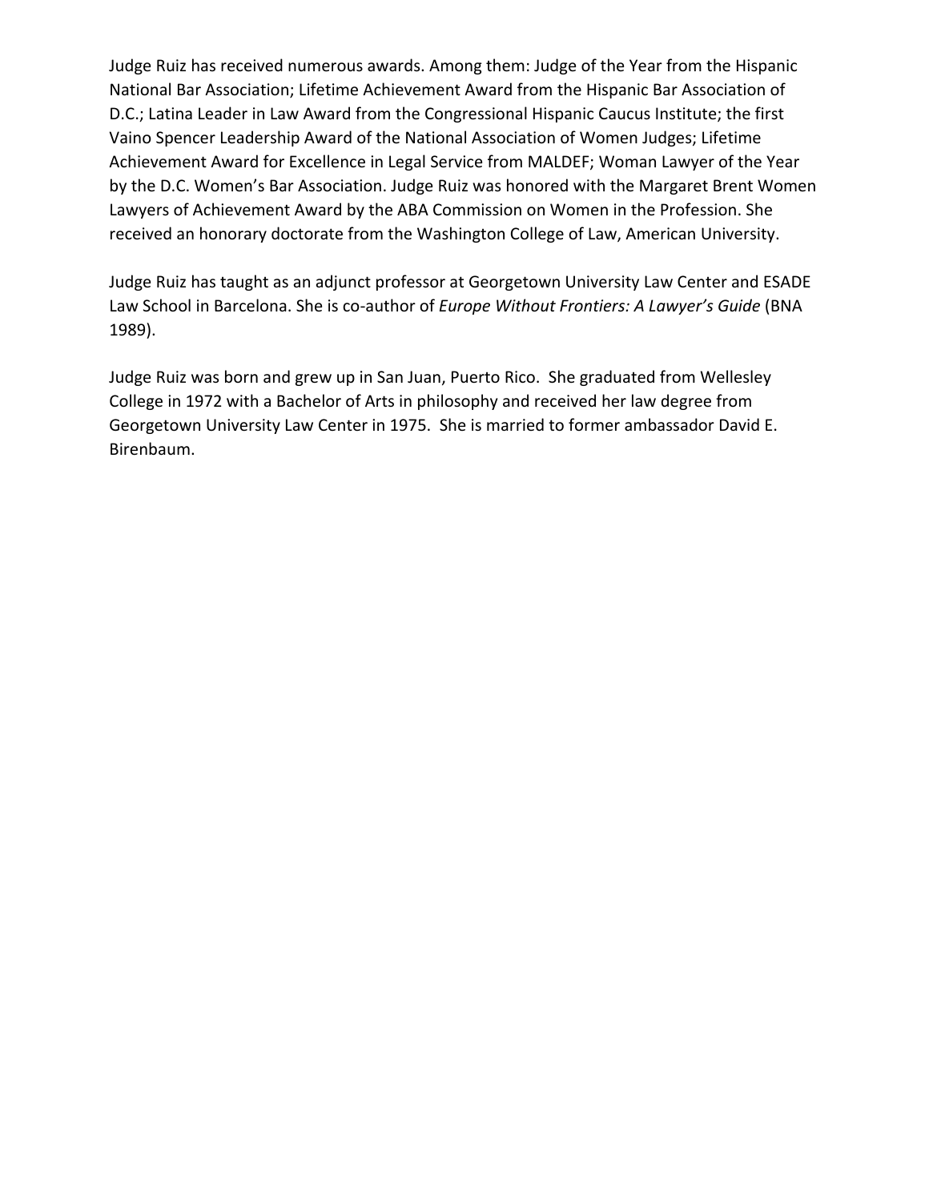Judge Ruiz has received numerous awards. Among them: Judge of the Year from the Hispanic National Bar Association; Lifetime Achievement Award from the Hispanic Bar Association of D.C.; Latina Leader in Law Award from the Congressional Hispanic Caucus Institute; the first Vaino Spencer Leadership Award of the National Association of Women Judges; Lifetime Achievement Award for Excellence in Legal Service from MALDEF; Woman Lawyer of the Year by the D.C. Women's Bar Association. Judge Ruiz was honored with the Margaret Brent Women Lawyers of Achievement Award by the ABA Commission on Women in the Profession. She received an honorary doctorate from the Washington College of Law, American University.

Judge Ruiz has taught as an adjunct professor at Georgetown University Law Center and ESADE Law School in Barcelona. She is co-author of *Europe Without Frontiers: A Lawyer's Guide* (BNA 1989).

Judge Ruiz was born and grew up in San Juan, Puerto Rico. She graduated from Wellesley College in 1972 with a Bachelor of Arts in philosophy and received her law degree from Georgetown University Law Center in 1975. She is married to former ambassador David E. Birenbaum.